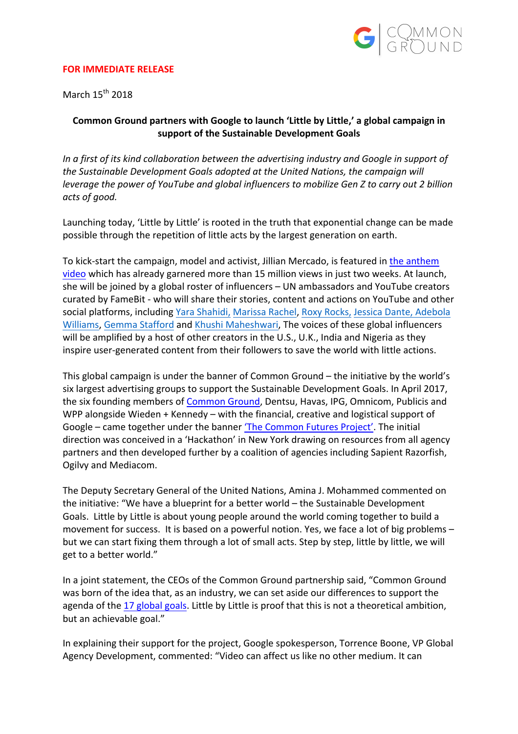**FOR IMMEDIATE RELEASE**

March 15th 2018

**Common Ground partners with Google to launch 'Little by Little,' a global campaign in support of the Sustainable Development Goals**

*In a first of its kind collaboration between the advertising industry and Google in support of the Sustainable Development Goals adopted at the United Nations, the campaign will leverage the power of YouTube and global influencers to mobilize Gen Z to carry out 2 billion acts of good.*

Launching today, 'Little by Little' is rooted in the truth that exponential change can be made possible through the repetition of little acts by the largest generation on earth.

To kick-start the campaign, model and activist, Jillian Mercado, is featured in the anthem video which has already garnered more than 15 million views in just two weeks. At launch, she will be joined by a global roster of influencers – UN ambassadors and YouTube creators curated by FameBit - who will share their stories, content and actions on YouTube and other social platforms, including Yara Shahidi, Marissa Rachel, Roxy Rocks, Jessica Dante, Adebola Williams, Gemma Stafford and Khushi Maheshwari, The voices of these global influencers will be amplified by a host of other creators in the U.S., U.K., India and Nigeria as they inspire user-generated content from their followers to save the world with little actions.

This global campaign is under the banner of Common Ground – the initiative by the world's six largest advertising groups to support the Sustainable Development Goals. In April 2017, the six founding members of Common Ground, Dentsu, Havas, IPG, Omnicom, Publicis and WPP alongside Wieden + Kennedy – with the financial, creative and logistical support of Google – came together under the banner 'The Common Futures Project'. The initial direction was conceived in a 'Hackathon' in New York drawing on resources from all agency partners and then developed further by a coalition of agencies including Sapient Razorfish, Ogilvy and Mediacom.

The Deputy Secretary General of the United Nations, Amina J. Mohammed commented on the initiative: "We have a blueprint for a better world – the Sustainable Development Goals. Little by Little is about young people around the world coming together to build a movement for success. It is based on a powerful notion. Yes, we face a lot of big problems – but we can start fixing them through a lot of small acts. Step by step, little by little, we will get to a better world."

In a joint statement, the CEOs of the Common Ground partnership said, "Common Ground was born of the idea that, as an industry, we can set aside our differences to support the agenda of the 17 global goals. Little by Little is proof that this is not a theoretical ambition, but an achievable goal."

In explaining their support for the project, Google spokesperson, Torrence Boone, VP Global Agency Development, commented: "Video can affect us like no other medium. It can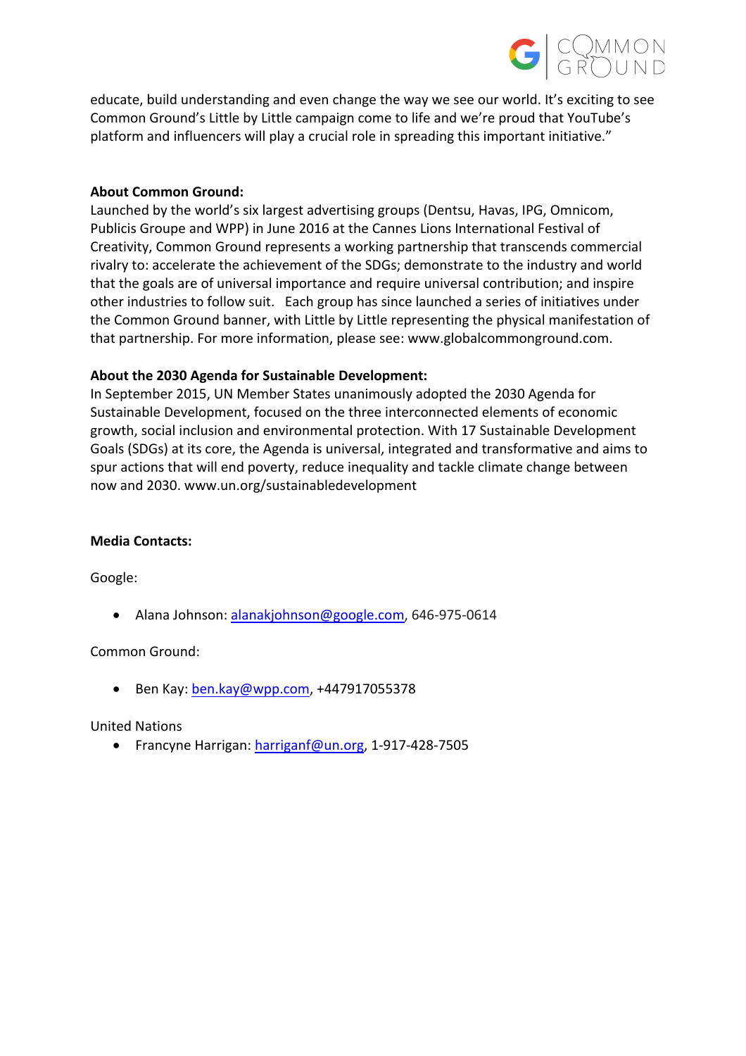educate, build understanding and even change the way we see our world. It's exciting to see Common Ground's Little by Little campaign come to life and we're proud that YouTube's platform and influencers will play a crucial role in spreading this important initiative."

**About Common Ground:**
Launched by the world's six largest advertising groups (Dentsu, Havas, IPG, Omnicom, Publicis Groupe and WPP) in June 2016 at the Cannes Lions International Festival of Creativity, Common Ground represents a working partnership that transcends commercial rivalry to: accelerate the achievement of the SDGs; demonstrate to the industry and world that the goals are of universal importance and require universal contribution; and inspire other industries to follow suit. Each group has since launched a series of initiatives under the Common Ground banner, with Little by Little representing the physical manifestation of that partnership. For more information, please see: www.globalcommonground.com.

**About the 2030 Agenda for Sustainable Development:**
In September 2015, UN Member States unanimously adopted the 2030 Agenda for Sustainable Development, focused on the three interconnected elements of economic growth, social inclusion and environmental protection. With 17 Sustainable Development Goals (SDGs) at its core, the Agenda is universal, integrated and transformative and aims to spur actions that will end poverty, reduce inequality and tackle climate change between now and 2030. www.un.org/sustainabledevelopment

**Media Contacts:**

Google:

- Alana Johnson: alanakjohnson@google.com, 646-975-0614

Common Ground:

- Ben Kay: ben.kay@wpp.com, +447917055378

United Nations

- Francyne Harrigan: harriganf@un.org, 1-917-428-7505